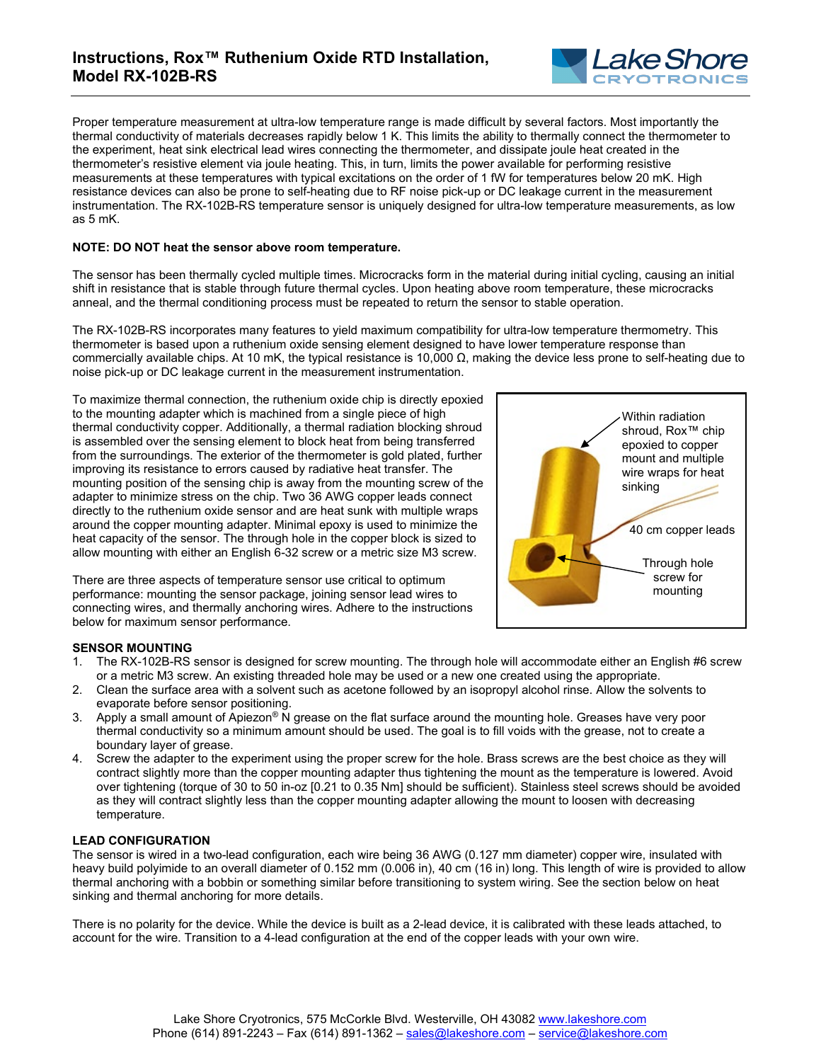# Instructions, Rox™ Ruthenium Oxide RTD Installation, Model RX-102B-RS

Proper temperature measurement at ultra-low temperature range is made difficult by several factors. Most importantly the thermal conductivity of materials decreases rapidly below 1 K. This limits the ability to thermally connect the thermometer to the experiment, heat sink electrical lead wires connecting the thermometer, and dissipate joule heat created in the thermometer's resistive element via joule heating. This, in turn, limits the power available for performing resistive measurements at these temperatures with typical excitations on the order of 1 fW for temperatures below 20 mK. High resistance devices can also be prone to self-heating due to RF noise pick-up or DC leakage current in the measurement instrumentation. The RX-102B-RS temperature sensor is uniquely designed for ultra-low temperature measurements, as low as 5 mK.

**NOTE: DO NOT heat the sensor above room temperature.**

The sensor has been thermally cycled multiple times. Microcracks form in the material during initial cycling, causing an initial shift in resistance that is stable through future thermal cycles. Upon heating above room temperature, these microcracks anneal, and the thermal conditioning process must be repeated to return the sensor to stable operation.

The RX-102B-RS incorporates many features to yield maximum compatibility for ultra-low temperature thermometry. This thermometer is based upon a ruthenium oxide sensing element designed to have lower temperature response than commercially available chips. At 10 mK, the typical resistance is 10,000 Ω, making the device less prone to self-heating due to noise pick-up or DC leakage current in the measurement instrumentation.

To maximize thermal connection, the ruthenium oxide chip is directly epoxied to the mounting adapter which is machined from a single piece of high thermal conductivity copper. Additionally, a thermal radiation blocking shroud is assembled over the sensing element to block heat from being transferred from the surroundings. The exterior of the thermometer is gold plated, further improving its resistance to errors caused by radiative heat transfer. The mounting position of the sensing chip is away from the mounting screw of the adapter to minimize stress on the chip. Two 36 AWG copper leads connect directly to the ruthenium oxide sensor and are heat sunk with multiple wraps around the copper mounting adapter. Minimal epoxy is used to minimize the heat capacity of the sensor. The through hole in the copper block is sized to allow mounting with either an English 6-32 screw or a metric size M3 screw.

Within radiation shroud, Rox™ chip epoxied to copper mount and multiple wire wraps for heat sinking

40 cm copper leads

Through hole screw for mounting

There are three aspects of temperature sensor use critical to optimum performance: mounting the sensor package, joining sensor lead wires to connecting wires, and thermally anchoring wires. Adhere to the instructions below for maximum sensor performance.

## SENSOR MOUNTING

1. The RX-102B-RS sensor is designed for screw mounting. The through hole will accommodate either an English #6 screw or a metric M3 screw. An existing threaded hole may be used or a new one created using the appropriate.
2. Clean the surface area with a solvent such as acetone followed by an isopropyl alcohol rinse. Allow the solvents to evaporate before sensor positioning.
3. Apply a small amount of Apiezon® N grease on the flat surface around the mounting hole. Greases have very poor thermal conductivity so a minimum amount should be used. The goal is to fill voids with the grease, not to create a boundary layer of grease.
4. Screw the adapter to the experiment using the proper screw for the hole. Brass screws are the best choice as they will contract slightly more than the copper mounting adapter thus tightening the mount as the temperature is lowered. Avoid over tightening (torque of 30 to 50 in-oz [0.21 to 0.35 Nm] should be sufficient). Stainless steel screws should be avoided as they will contract slightly less than the copper mounting adapter allowing the mount to loosen with decreasing temperature.

## LEAD CONFIGURATION

The sensor is wired in a two-lead configuration, each wire being 36 AWG (0.127 mm diameter) copper wire, insulated with heavy build polyimide to an overall diameter of 0.152 mm (0.006 in), 40 cm (16 in) long. This length of wire is provided to allow thermal anchoring with a bobbin or something similar before transitioning to system wiring. See the section below on heat sinking and thermal anchoring for more details.

There is no polarity for the device. While the device is built as a 2-lead device, it is calibrated with these leads attached, to account for the wire. Transition to a 4-lead configuration at the end of the copper leads with your own wire.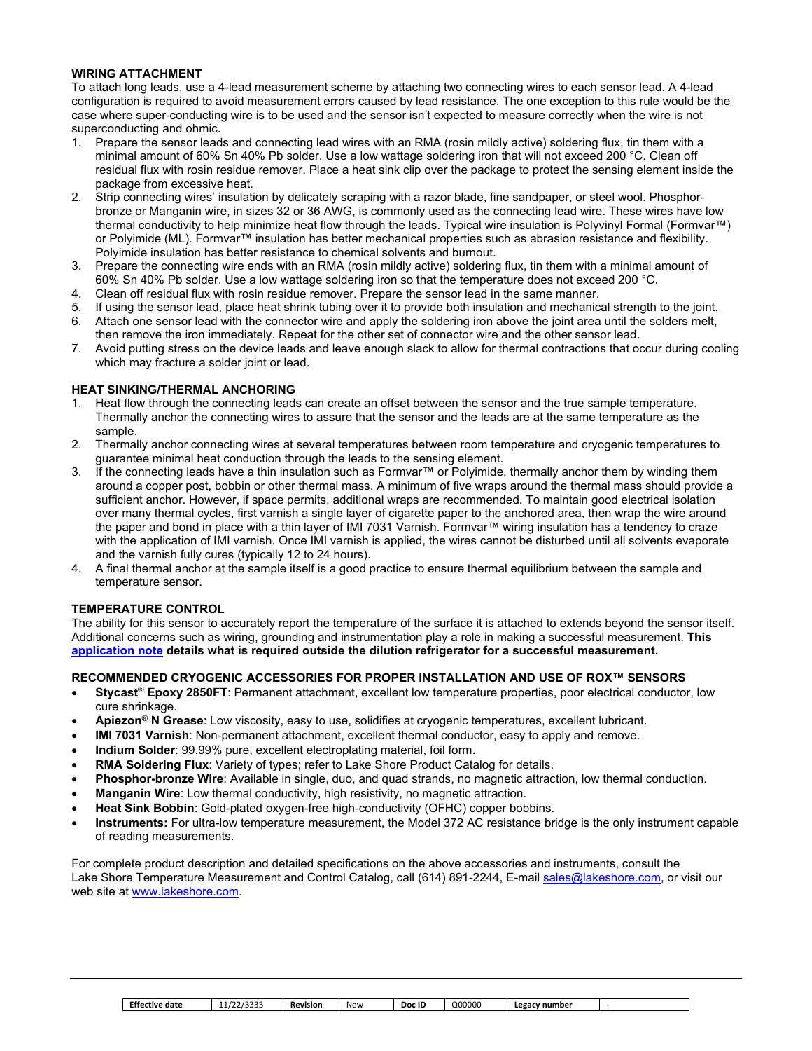## WIRING ATTACHMENT

To attach long leads, use a 4-lead measurement scheme by attaching two connecting wires to each sensor lead. A 4-lead configuration is required to avoid measurement errors caused by lead resistance. The one exception to this rule would be the case where super-conducting wire is to be used and the sensor isn't expected to measure correctly when the wire is not superconducting and ohmic.

1. Prepare the sensor leads and connecting lead wires with an RMA (rosin mildly active) soldering flux, tin them with a minimal amount of 60% Sn 40% Pb solder. Use a low wattage soldering iron that will not exceed 200 °C. Clean off residual flux with rosin residue remover. Place a heat sink clip over the package to protect the sensing element inside the package from excessive heat.
2. Strip connecting wires' insulation by delicately scraping with a razor blade, fine sandpaper, or steel wool. Phosphor-bronze or Manganin wire, in sizes 32 or 36 AWG, is commonly used as the connecting lead wire. These wires have low thermal conductivity to help minimize heat flow through the leads. Typical wire insulation is Polyvinyl Formal (Formvar™) or Polyimide (ML). Formvar™ insulation has better mechanical properties such as abrasion resistance and flexibility. Polyimide insulation has better resistance to chemical solvents and burnout.
3. Prepare the connecting wire ends with an RMA (rosin mildly active) soldering flux, tin them with a minimal amount of 60% Sn 40% Pb solder. Use a low wattage soldering iron so that the temperature does not exceed 200 °C.
4. Clean off residual flux with rosin residue remover. Prepare the sensor lead in the same manner.
5. If using the sensor lead, place heat shrink tubing over it to provide both insulation and mechanical strength to the joint.
6. Attach one sensor lead with the connector wire and apply the soldering iron above the joint area until the solders melt, then remove the iron immediately. Repeat for the other set of connector wire and the other sensor lead.
7. Avoid putting stress on the device leads and leave enough slack to allow for thermal contractions that occur during cooling which may fracture a solder joint or lead.

## HEAT SINKING/THERMAL ANCHORING

1. Heat flow through the connecting leads can create an offset between the sensor and the true sample temperature. Thermally anchor the connecting wires to assure that the sensor and the leads are at the same temperature as the sample.
2. Thermally anchor connecting wires at several temperatures between room temperature and cryogenic temperatures to guarantee minimal heat conduction through the leads to the sensing element.
3. If the connecting leads have a thin insulation such as Formvar™ or Polyimide, thermally anchor them by winding them around a copper post, bobbin or other thermal mass. A minimum of five wraps around the thermal mass should provide a sufficient anchor. However, if space permits, additional wraps are recommended. To maintain good electrical isolation over many thermal cycles, first varnish a single layer of cigarette paper to the anchored area, then wrap the wire around the paper and bond in place with a thin layer of IMI 7031 Varnish. Formvar™ wiring insulation has a tendency to craze with the application of IMI varnish. Once IMI varnish is applied, the wires cannot be disturbed until all solvents evaporate and the varnish fully cures (typically 12 to 24 hours).
4. A final thermal anchor at the sample itself is a good practice to ensure thermal equilibrium between the sample and temperature sensor.

## TEMPERATURE CONTROL

The ability for this sensor to accurately report the temperature of the surface it is attached to extends beyond the sensor itself. Additional concerns such as wiring, grounding and instrumentation play a role in making a successful measurement. **This application note details what is required outside the dilution refrigerator for a successful measurement.**

## RECOMMENDED CRYOGENIC ACCESSORIES FOR PROPER INSTALLATION AND USE OF ROX™ SENSORS

- **Stycast® Epoxy 2850FT**: Permanent attachment, excellent low temperature properties, poor electrical conductor, low cure shrinkage.
- **Apiezon® N Grease**: Low viscosity, easy to use, solidifies at cryogenic temperatures, excellent lubricant.
- **IMI 7031 Varnish**: Non-permanent attachment, excellent thermal conductor, easy to apply and remove.
- **Indium Solder**: 99.99% pure, excellent electroplating material, foil form.
- **RMA Soldering Flux**: Variety of types; refer to Lake Shore Product Catalog for details.
- **Phosphor-bronze Wire**: Available in single, duo, and quad strands, no magnetic attraction, low thermal conduction.
- **Manganin Wire**: Low thermal conductivity, high resistivity, no magnetic attraction.
- **Heat Sink Bobbin**: Gold-plated oxygen-free high-conductivity (OFHC) copper bobbins.
- **Instruments:** For ultra-low temperature measurement, the Model 372 AC resistance bridge is the only instrument capable of reading measurements.

For complete product description and detailed specifications on the above accessories and instruments, consult the Lake Shore Temperature Measurement and Control Catalog, call (614) 891-2244, E-mail sales@lakeshore.com, or visit our web site at www.lakeshore.com.

| | | | | | | | |
|---|---|---|---|---|---|---|---|
| **Effective date** | 11/22/3333 | **Revision** | New | **Doc ID** | Q00000 | **Legacy number** | - |